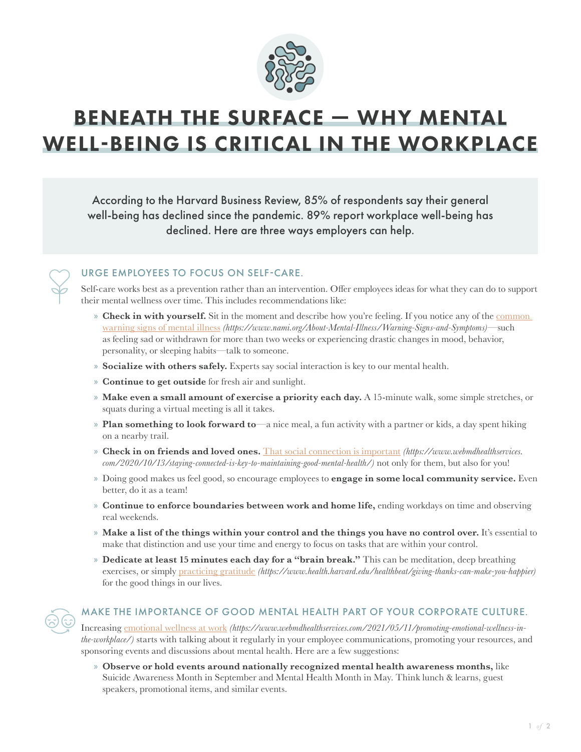# BENEATH THE SURFACE — WHY MENTAL WELL-BEING IS CRITICAL IN THE WORKPLACE

According to the Harvard Business Review, 85% of respondents say their general well-being has declined since the pandemic. 89% report workplace well-being has declined. Here are three ways employers can help.

## URGE EMPLOYEES TO FOCUS ON SELF-CARE.

Self-care works best as a prevention rather than an intervention. Offer employees ideas for what they can do to support their mental wellness over time. This includes recommendations like:

- **Check in with yourself.** Sit in the moment and describe how you're feeling. If you notice any of the common warning signs of mental illness *(https://www.nami.org/About-Mental-Illness/Warning-Signs-and-Symptoms)*—such as feeling sad or withdrawn for more than two weeks or experiencing drastic changes in mood, behavior, personality, or sleeping habits—talk to someone.
- **Socialize with others safely.** Experts say social interaction is key to our mental health.
- **Continue to get outside** for fresh air and sunlight.
- **Make even a small amount of exercise a priority each day.** A 15-minute walk, some simple stretches, or squats during a virtual meeting is all it takes.
- **Plan something to look forward to**—a nice meal, a fun activity with a partner or kids, a day spent hiking on a nearby trail.
- **Check in on friends and loved ones.** That social connection is important *(https://www.webmdhealthservices.com/2020/10/13/staying-connected-is-key-to-maintaining-good-mental-health/)* not only for them, but also for you!
- Doing good makes us feel good, so encourage employees to **engage in some local community service.** Even better, do it as a team!
- **Continue to enforce boundaries between work and home life,** ending workdays on time and observing real weekends.
- **Make a list of the things within your control and the things you have no control over.** It's essential to make that distinction and use your time and energy to focus on tasks that are within your control.
- **Dedicate at least 15 minutes each day for a "brain break."** This can be meditation, deep breathing exercises, or simply practicing gratitude *(https://www.health.harvard.edu/healthbeat/giving-thanks-can-make-you-happier)* for the good things in our lives.

## MAKE THE IMPORTANCE OF GOOD MENTAL HEALTH PART OF YOUR CORPORATE CULTURE.

Increasing emotional wellness at work *(https://www.webmdhealthservices.com/2021/05/11/promoting-emotional-wellness-in-the-workplace/)* starts with talking about it regularly in your employee communications, promoting your resources, and sponsoring events and discussions about mental health. Here are a few suggestions:

- **Observe or hold events around nationally recognized mental health awareness months,** like Suicide Awareness Month in September and Mental Health Month in May. Think lunch & learns, guest speakers, promotional items, and similar events.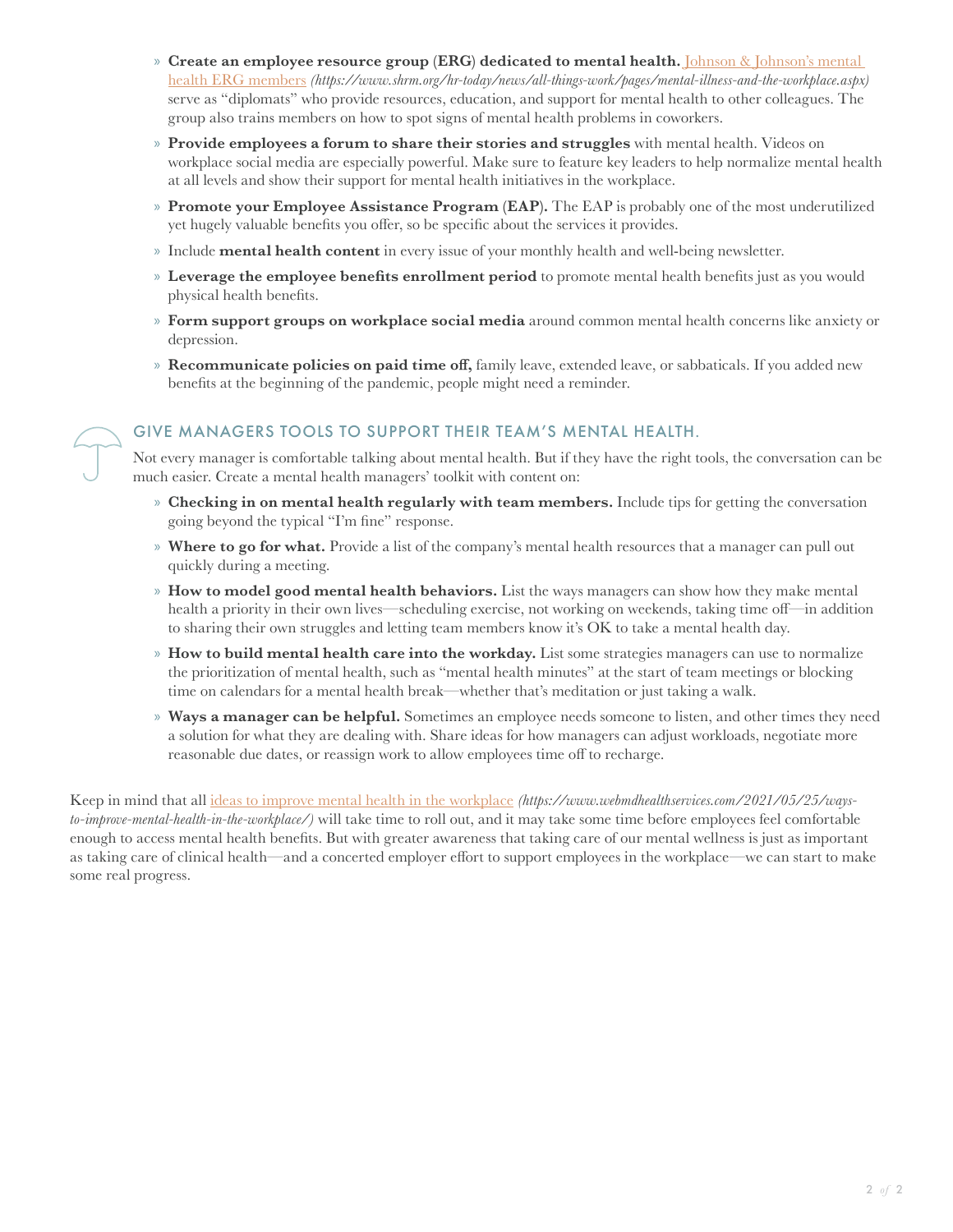- **Create an employee resource group (ERG) dedicated to mental health.** Johnson & Johnson's mental health ERG members *(https://www.shrm.org/hr-today/news/all-things-work/pages/mental-illness-and-the-workplace.aspx)* serve as "diplomats" who provide resources, education, and support for mental health to other colleagues. The group also trains members on how to spot signs of mental health problems in coworkers.
- **Provide employees a forum to share their stories and struggles** with mental health. Videos on workplace social media are especially powerful. Make sure to feature key leaders to help normalize mental health at all levels and show their support for mental health initiatives in the workplace.
- **Promote your Employee Assistance Program (EAP).** The EAP is probably one of the most underutilized yet hugely valuable benefits you offer, so be specific about the services it provides.
- Include **mental health content** in every issue of your monthly health and well-being newsletter.
- **Leverage the employee benefits enrollment period** to promote mental health benefits just as you would physical health benefits.
- **Form support groups on workplace social media** around common mental health concerns like anxiety or depression.
- **Recommunicate policies on paid time off,** family leave, extended leave, or sabbaticals. If you added new benefits at the beginning of the pandemic, people might need a reminder.

## GIVE MANAGERS TOOLS TO SUPPORT THEIR TEAM'S MENTAL HEALTH.

Not every manager is comfortable talking about mental health. But if they have the right tools, the conversation can be much easier. Create a mental health managers' toolkit with content on:

- **Checking in on mental health regularly with team members.** Include tips for getting the conversation going beyond the typical "I'm fine" response.
- **Where to go for what.** Provide a list of the company's mental health resources that a manager can pull out quickly during a meeting.
- **How to model good mental health behaviors.** List the ways managers can show how they make mental health a priority in their own lives—scheduling exercise, not working on weekends, taking time off—in addition to sharing their own struggles and letting team members know it's OK to take a mental health day.
- **How to build mental health care into the workday.** List some strategies managers can use to normalize the prioritization of mental health, such as "mental health minutes" at the start of team meetings or blocking time on calendars for a mental health break—whether that's meditation or just taking a walk.
- **Ways a manager can be helpful.** Sometimes an employee needs someone to listen, and other times they need a solution for what they are dealing with. Share ideas for how managers can adjust workloads, negotiate more reasonable due dates, or reassign work to allow employees time off to recharge.

Keep in mind that all ideas to improve mental health in the workplace *(https://www.webmdhealthservices.com/2021/05/25/ways-to-improve-mental-health-in-the-workplace/)* will take time to roll out, and it may take some time before employees feel comfortable enough to access mental health benefits. But with greater awareness that taking care of our mental wellness is just as important as taking care of clinical health—and a concerted employer effort to support employees in the workplace—we can start to make some real progress.